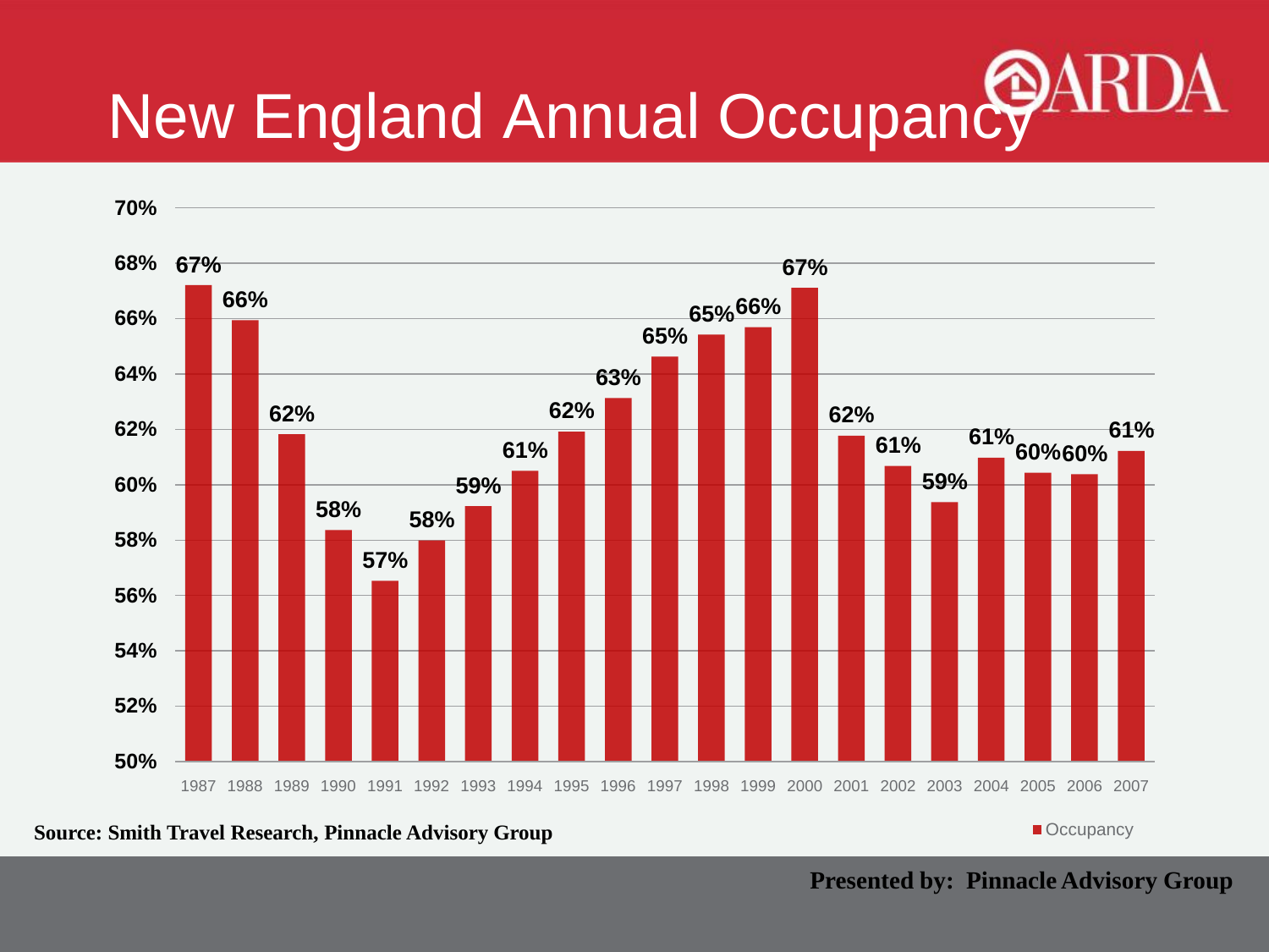# New England Annual Occupancy

| Year | Occupancy |
|---|---|
| 1987 | 67% |
| 1988 | 66% |
| 1989 | 62% |
| 1990 | 58% |
| 1991 | 57% |
| 1992 | 58% |
| 1993 | 59% |
| 1994 | 61% |
| 1995 | 62% |
| 1996 | 63% |
| 1997 | 65% |
| 1998 | 65% |
| 1999 | 66% |
| 2000 | 67% |
| 2001 | 62% |
| 2002 | 61% |
| 2003 | 59% |
| 2004 | 61% |
| 2005 | 60% |
| 2006 | 60% |
| 2007 | 61% |

**Source: Smith Travel Research, Pinnacle Advisory Group**

**Presented by: Pinnacle Advisory Group**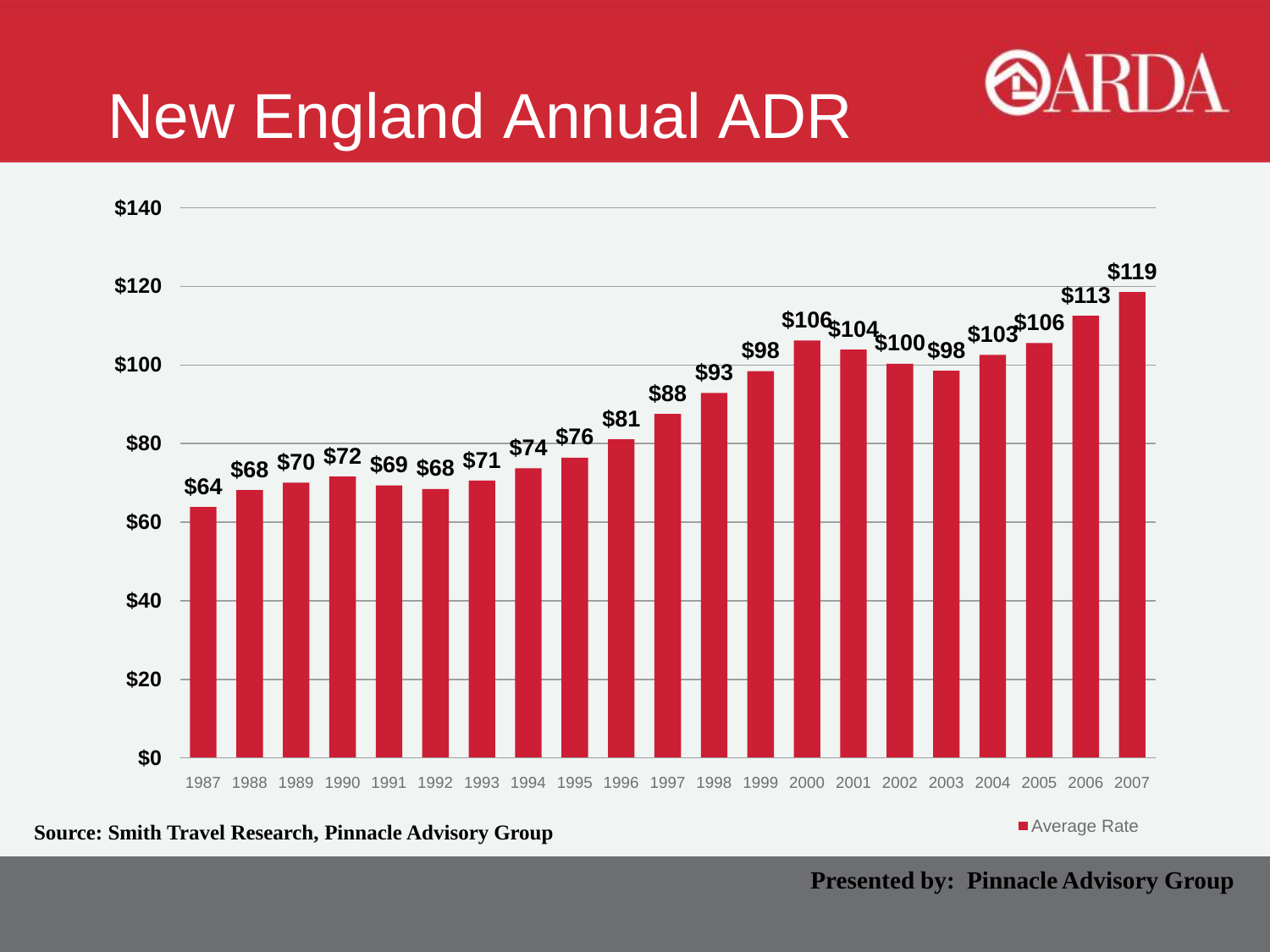# New England Annual ADR

| Year | Average Rate |
|---|---|
| 1987 | $64 |
| 1988 | $68 |
| 1989 | $70 |
| 1990 | $72 |
| 1991 | $69 |
| 1992 | $68 |
| 1993 | $71 |
| 1994 | $74 |
| 1995 | $76 |
| 1996 | $81 |
| 1997 | $88 |
| 1998 | $93 |
| 1999 | $98 |
| 2000 | $106 |
| 2001 | $104 |
| 2002 | $100 |
| 2003 | $98 |
| 2004 | $103 |
| 2005 | $106 |
| 2006 | $113 |
| 2007 | $119 |

**Source: Smith Travel Research, Pinnacle Advisory Group**

**Presented by: Pinnacle Advisory Group**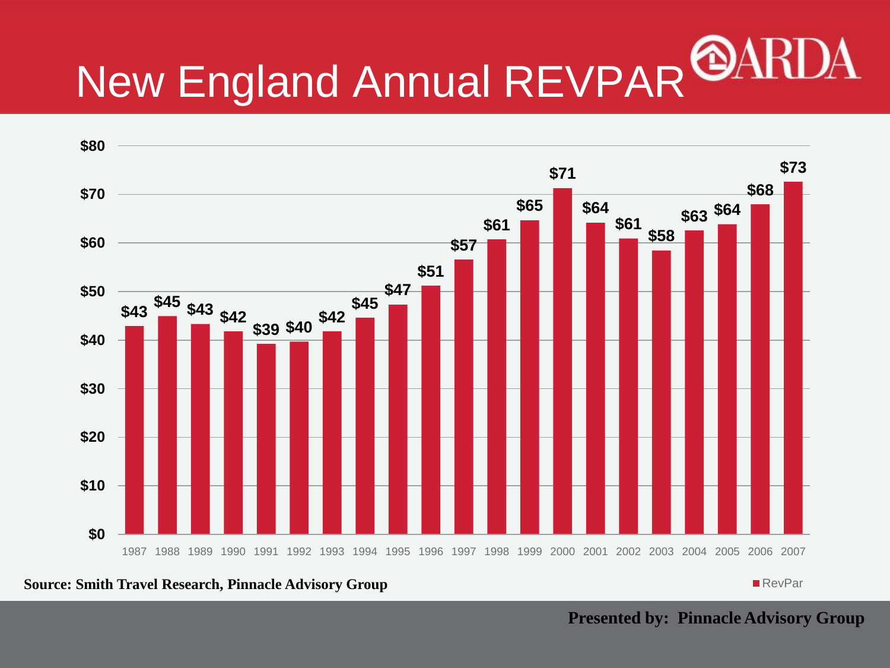# New England Annual REVPAR

| Year | RevPar |
| --- | --- |
| 1987 | $43 |
| 1988 | $45 |
| 1989 | $43 |
| 1990 | $42 |
| 1991 | $39 |
| 1992 | $40 |
| 1993 | $42 |
| 1994 | $45 |
| 1995 | $47 |
| 1996 | $51 |
| 1997 | $57 |
| 1998 | $61 |
| 1999 | $65 |
| 2000 | $71 |
| 2001 | $64 |
| 2002 | $61 |
| 2003 | $58 |
| 2004 | $63 |
| 2005 | $64 |
| 2006 | $68 |
| 2007 | $73 |

**Source: Smith Travel Research, Pinnacle Advisory Group**

**Presented by: Pinnacle Advisory Group**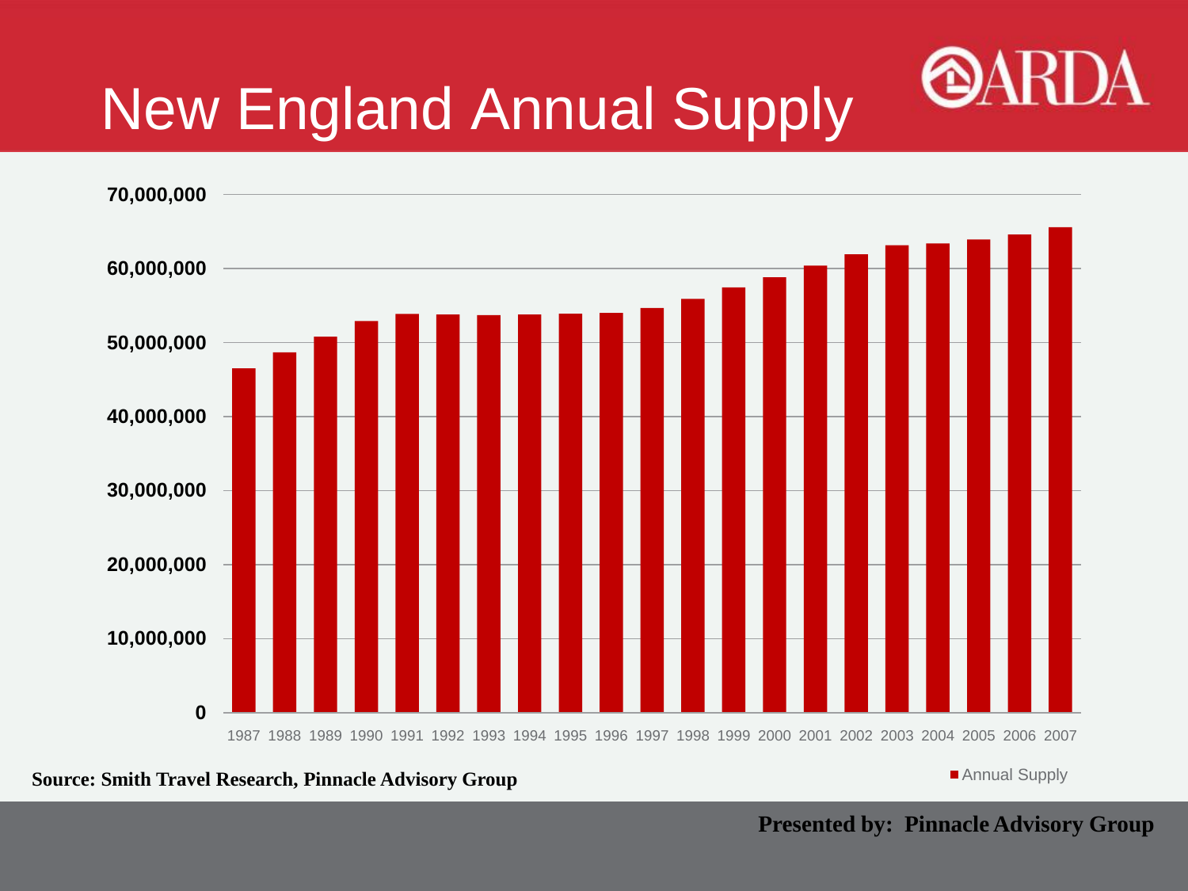# New England Annual Supply

ARDA

70,000,000
60,000,000
50,000,000
40,000,000
30,000,000
20,000,000
10,000,000
0

1987 1988 1989 1990 1991 1992 1993 1994 1995 1996 1997 1998 1999 2000 2001 2002 2003 2004 2005 2006 2007

Annual Supply

**Source: Smith Travel Research, Pinnacle Advisory Group**

**Presented by: Pinnacle Advisory Group**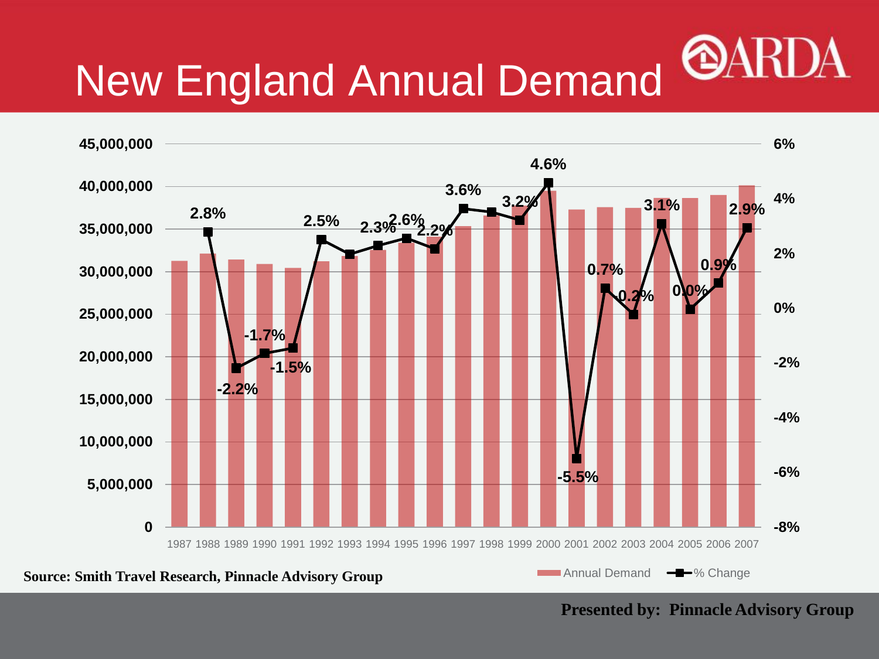# New England Annual Demand

ARDA

| Year | % Change |
|---|---|
| 1987 | |
| 1988 | 2.8% |
| 1989 | -2.2% |
| 1990 | -1.7% |
| 1991 | -1.5% |
| 1992 | 2.5% |
| 1993 | |
| 1994 | 2.3% |
| 1995 | 2.6% |
| 1996 | 2.2% |
| 1997 | 3.6% |
| 1998 | |
| 1999 | 3.2% |
| 2000 | 4.6% |
| 2001 | -5.5% |
| 2002 | 0.7% |
| 2003 | 0.2% |
| 2004 | 3.1% |
| 2005 | 0.0% |
| 2006 | 0.9% |
| 2007 | 2.9% |

Annual Demand — % Change

**Source: Smith Travel Research, Pinnacle Advisory Group**

**Presented by: Pinnacle Advisory Group**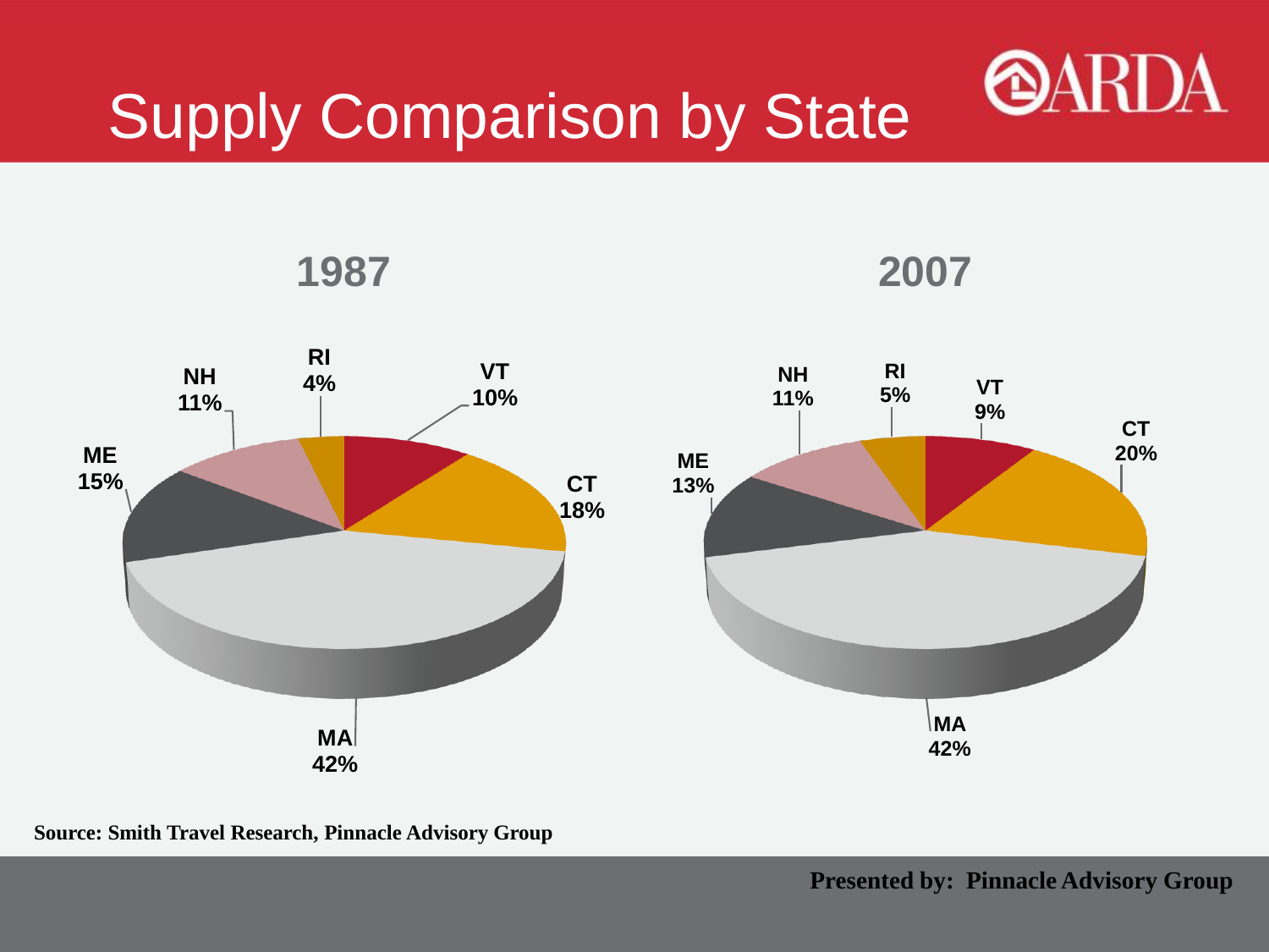# Supply Comparison by State

ARDA

## 1987

| State | Share |
| --- | --- |
| RI | 4% |
| VT | 10% |
| CT | 18% |
| MA | 42% |
| ME | 15% |
| NH | 11% |

## 2007

| State | Share |
| --- | --- |
| RI | 5% |
| VT | 9% |
| CT | 20% |
| MA | 42% |
| ME | 13% |
| NH | 11% |

**Source: Smith Travel Research, Pinnacle Advisory Group**

**Presented by: Pinnacle Advisory Group**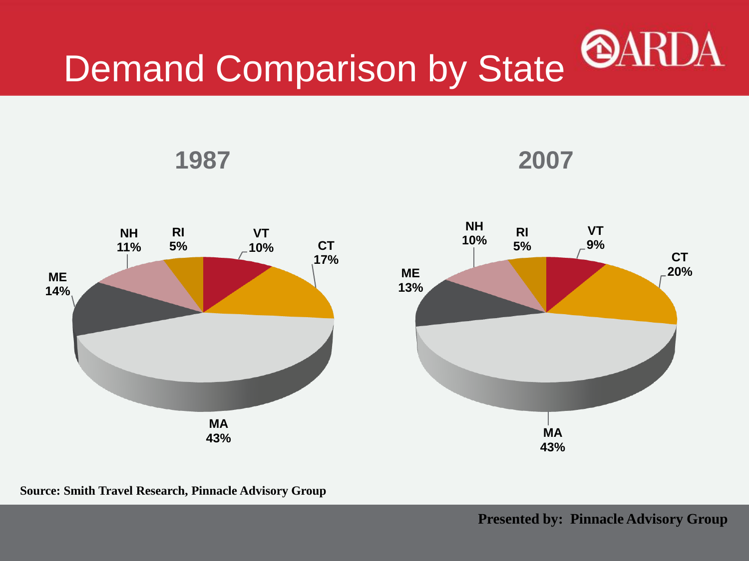# Demand Comparison by State

ARDA

## 1987

| State | Share |
|---|---|
| MA | 43% |
| CT | 17% |
| ME | 14% |
| NH | 11% |
| VT | 10% |
| RI | 5% |

## 2007

| State | Share |
|---|---|
| MA | 43% |
| CT | 20% |
| ME | 13% |
| NH | 10% |
| VT | 9% |
| RI | 5% |

**Source: Smith Travel Research, Pinnacle Advisory Group**

**Presented by: Pinnacle Advisory Group**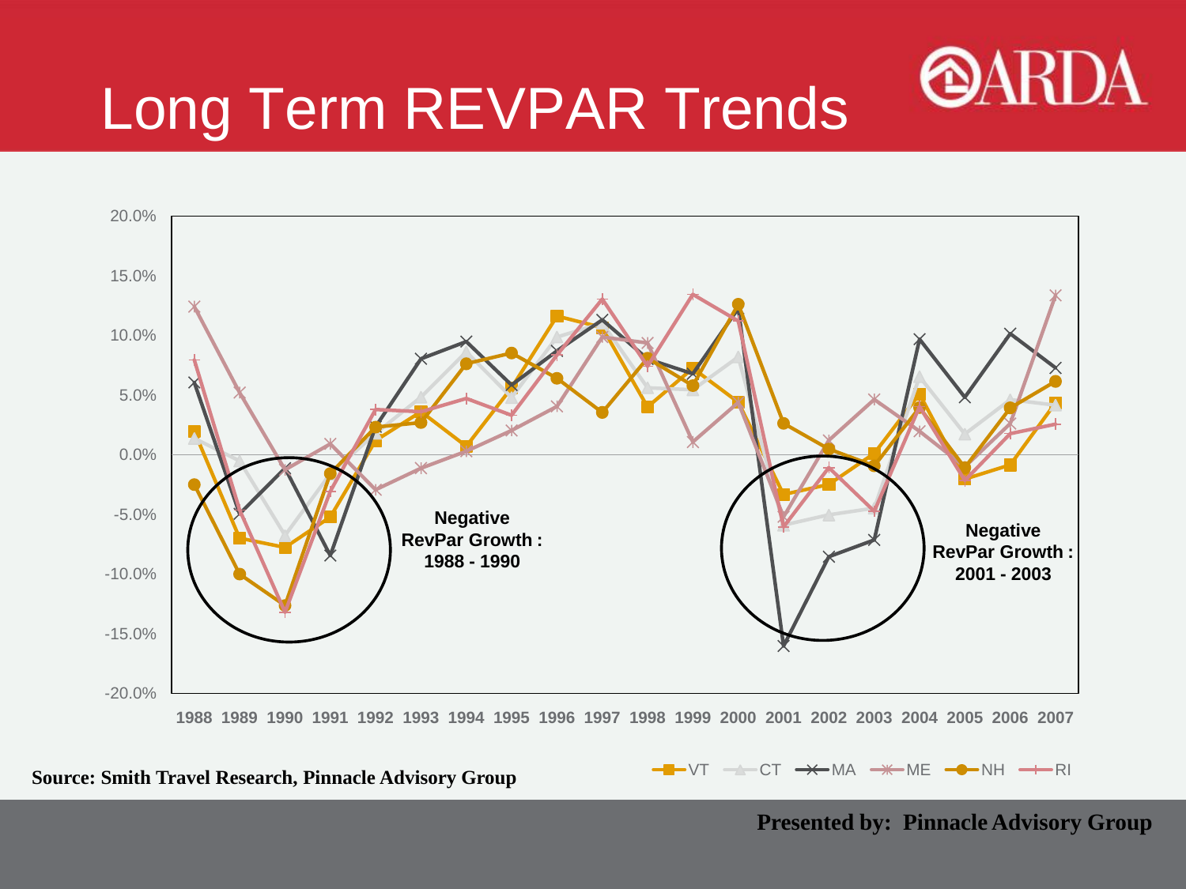# Long Term REVPAR Trends

ARDA

Negative RevPar Growth : 1988 - 1990

Negative RevPar Growth : 2001 - 2003

VT CT MA ME NH RI

1988 1989 1990 1991 1992 1993 1994 1995 1996 1997 1998 1999 2000 2001 2002 2003 2004 2005 2006 2007

**Source: Smith Travel Research, Pinnacle Advisory Group**

**Presented by: Pinnacle Advisory Group**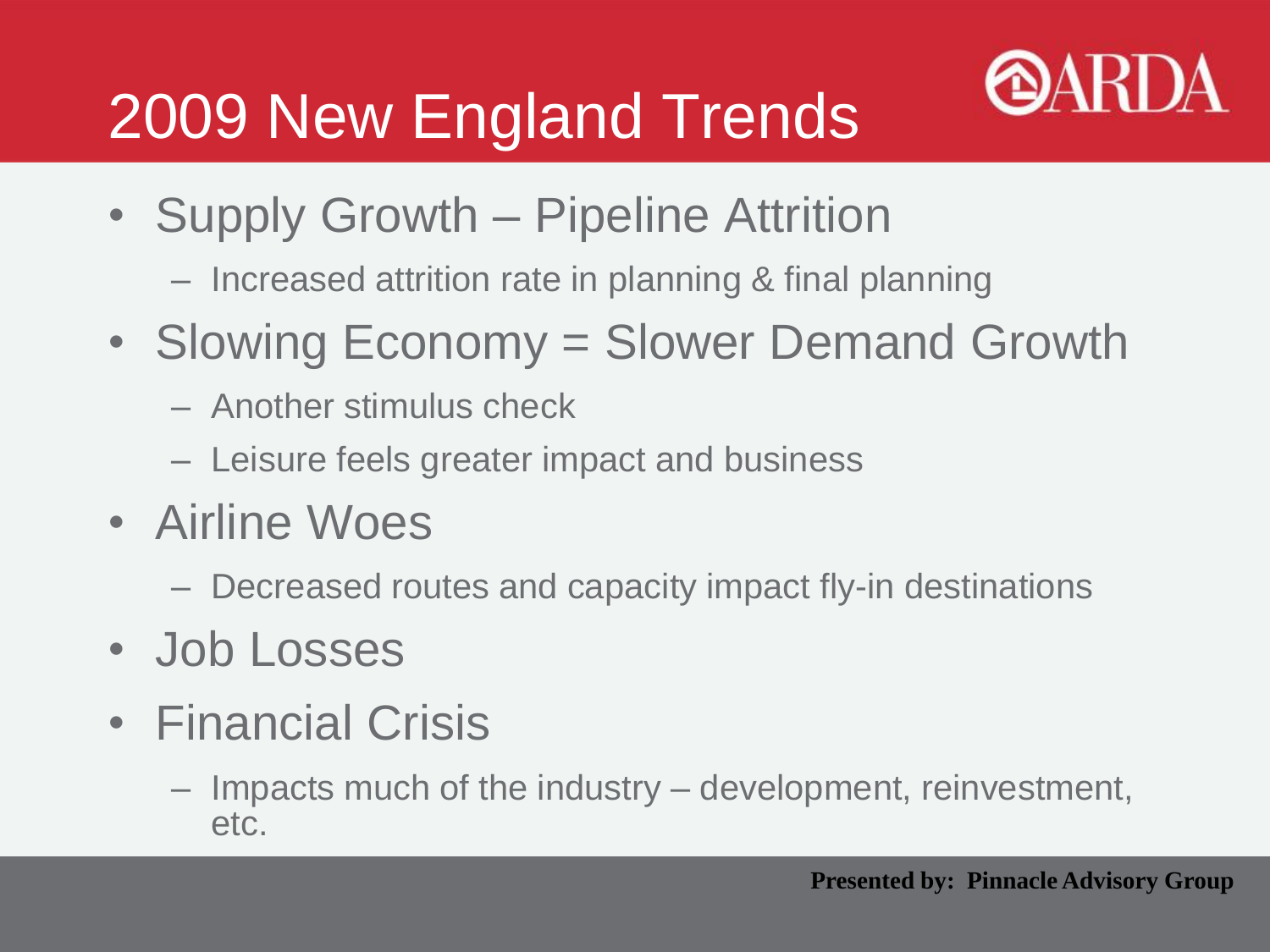# 2009 New England Trends

ARDA

- Supply Growth – Pipeline Attrition
  - Increased attrition rate in planning & final planning
- Slowing Economy = Slower Demand Growth
  - Another stimulus check
  - Leisure feels greater impact and business
- Airline Woes
  - Decreased routes and capacity impact fly-in destinations
- Job Losses
- Financial Crisis
  - Impacts much of the industry – development, reinvestment, etc.

**Presented by: Pinnacle Advisory Group**